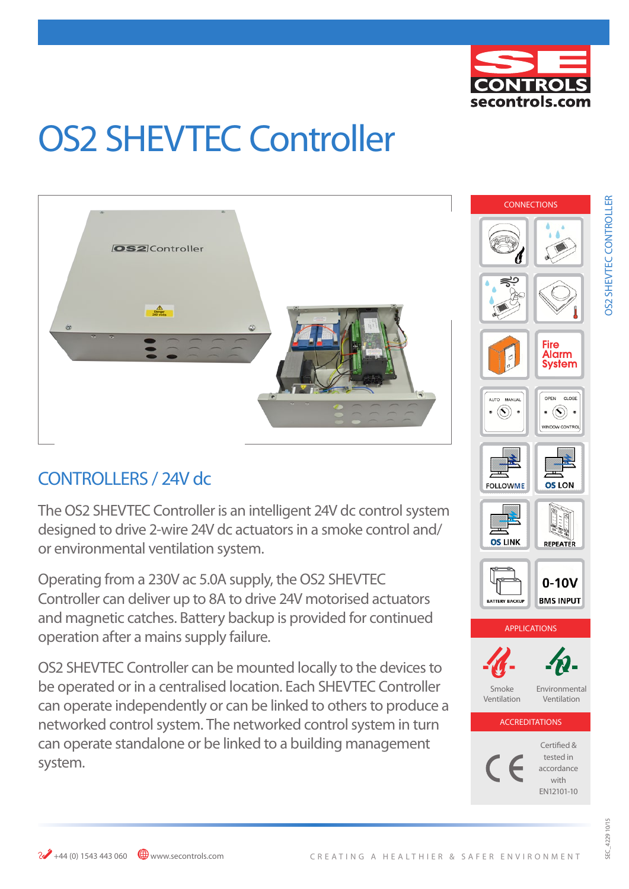# OS2 SHEVTEC Controller

## CONTROLLERS / 24V dc

The OS2 SHEVTEC Controller is an intelligent 24V dc control system designed to drive 2-wire 24V dc actuators in a smoke control and/or environmental ventilation system.

Operating from a 230V ac 5.0A supply, the OS2 SHEVTEC Controller can deliver up to 8A to drive 24V motorised actuators and magnetic catches. Battery backup is provided for continued operation after a mains supply failure.

OS2 SHEVTEC Controller can be mounted locally to the devices to be operated or in a centralised location. Each SHEVTEC Controller can operate independently or can be linked to others to produce a networked control system. The networked control system in turn can operate standalone or be linked to a building management system.

### CONNECTIONS

- Fire Alarm System
- FOLLOWME
- OS LON
- OS LINK
- REPEATER
- BATTERY BACKUP
- 0-10V BMS INPUT

### APPLICATIONS

- Smoke Ventilation
- Environmental Ventilation

### ACCREDITATIONS

CE — Certified & tested in accordance with EN12101-10

+44 (0) 1543 443 060 www.secontrols.com

CREATING A HEALTHIER & SAFER ENVIRONMENT

SEC_4229 10/15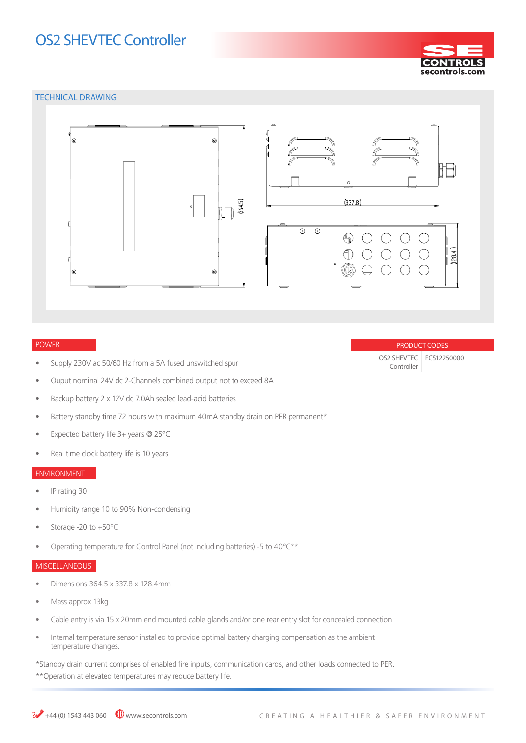# OS2 SHEVTEC Controller

## TECHNICAL DRAWING

(364.5)

(337.8)

(128.4)

## POWER

- Supply 230V ac 50/60 Hz from a 5A fused unswitched spur
- Ouput nominal 24V dc 2-Channels combined output not to exceed 8A
- Backup battery 2 x 12V dc 7.0Ah sealed lead-acid batteries
- Battery standby time 72 hours with maximum 40mA standby drain on PER permanent*
- Expected battery life 3+ years @ 25°C
- Real time clock battery life is 10 years

## ENVIRONMENT

- IP rating 30
- Humidity range 10 to 90% Non-condensing
- Storage -20 to +50°C
- Operating temperature for Control Panel (not including batteries) -5 to 40°C**

## MISCELLANEOUS

- Dimensions 364.5 x 337.8 x 128.4mm
- Mass approx 13kg
- Cable entry is via 15 x 20mm end mounted cable glands and/or one rear entry slot for concealed connection
- Internal temperature sensor installed to provide optimal battery charging compensation as the ambient temperature changes.

*Standby drain current comprises of enabled fire inputs, communication cards, and other loads connected to PER.

**Operation at elevated temperatures may reduce battery life.

## PRODUCT CODES

| | |
|---|---|
| OS2 SHEVTEC Controller | FCS12250000 |

+44 (0) 1543 443 060 www.secontrols.com

CREATING A HEALTHIER & SAFER ENVIRONMENT